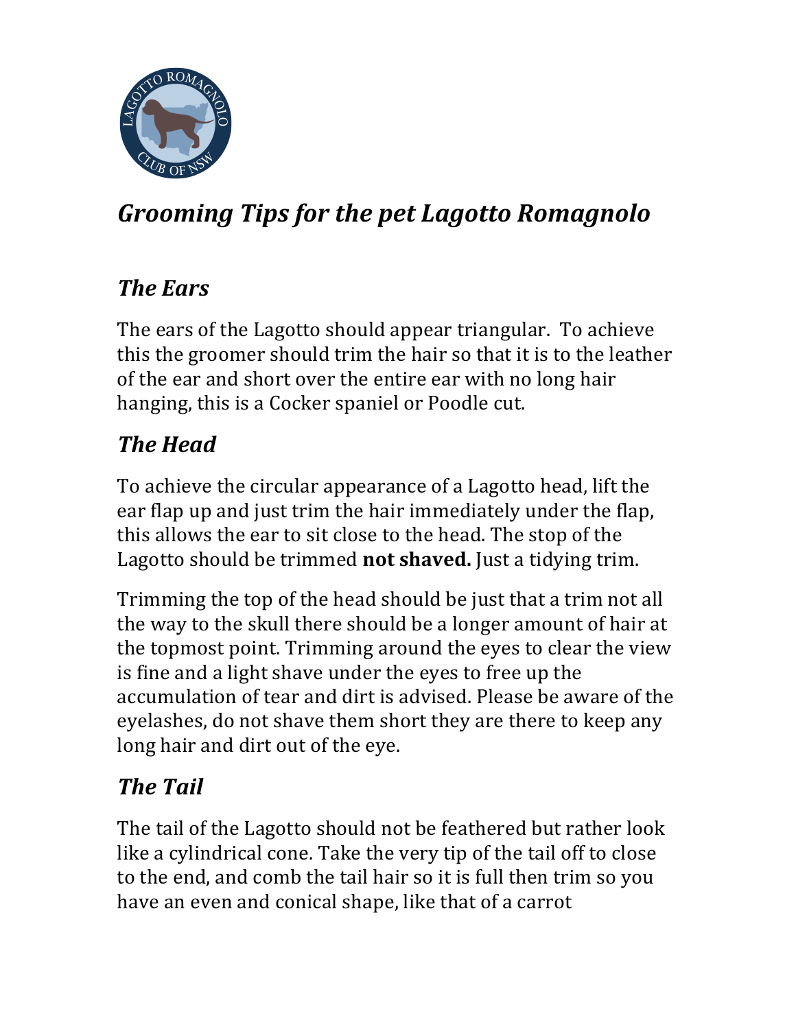# *Grooming Tips for the pet Lagotto Romagnolo*

## *The Ears*

The ears of the Lagotto should appear triangular. To achieve this the groomer should trim the hair so that it is to the leather of the ear and short over the entire ear with no long hair hanging, this is a Cocker spaniel or Poodle cut.

## *The Head*

To achieve the circular appearance of a Lagotto head, lift the ear flap up and just trim the hair immediately under the flap, this allows the ear to sit close to the head. The stop of the Lagotto should be trimmed **not shaved.** Just a tidying trim.

Trimming the top of the head should be just that a trim not all the way to the skull there should be a longer amount of hair at the topmost point. Trimming around the eyes to clear the view is fine and a light shave under the eyes to free up the accumulation of tear and dirt is advised. Please be aware of the eyelashes, do not shave them short they are there to keep any long hair and dirt out of the eye.

## *The Tail*

The tail of the Lagotto should not be feathered but rather look like a cylindrical cone. Take the very tip of the tail off to close to the end, and comb the tail hair so it is full then trim so you have an even and conical shape, like that of a carrot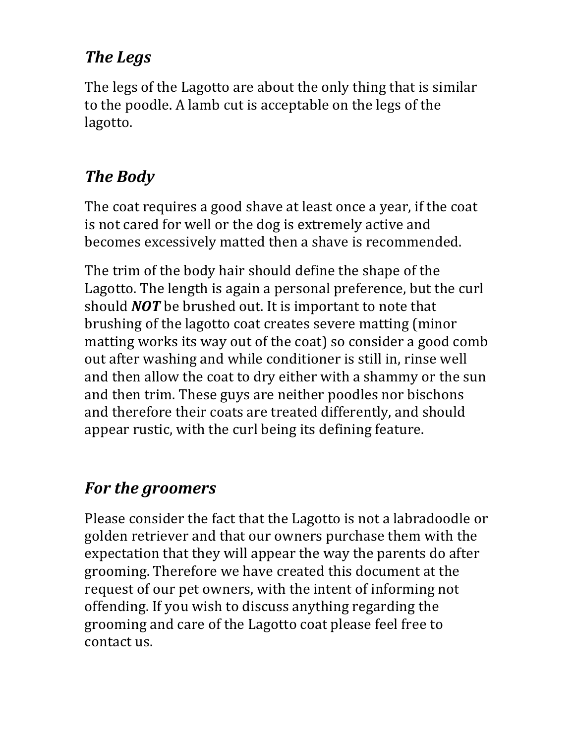## *The Legs*

The legs of the Lagotto are about the only thing that is similar to the poodle. A lamb cut is acceptable on the legs of the lagotto.

## *The Body*

The coat requires a good shave at least once a year, if the coat is not cared for well or the dog is extremely active and becomes excessively matted then a shave is recommended.

The trim of the body hair should define the shape of the Lagotto. The length is again a personal preference, but the curl should ***NOT*** be brushed out. It is important to note that brushing of the lagotto coat creates severe matting (minor matting works its way out of the coat) so consider a good comb out after washing and while conditioner is still in, rinse well and then allow the coat to dry either with a shammy or the sun and then trim. These guys are neither poodles nor bischons and therefore their coats are treated differently, and should appear rustic, with the curl being its defining feature.

## *For the groomers*

Please consider the fact that the Lagotto is not a labradoodle or golden retriever and that our owners purchase them with the expectation that they will appear the way the parents do after grooming. Therefore we have created this document at the request of our pet owners, with the intent of informing not offending. If you wish to discuss anything regarding the grooming and care of the Lagotto coat please feel free to contact us.